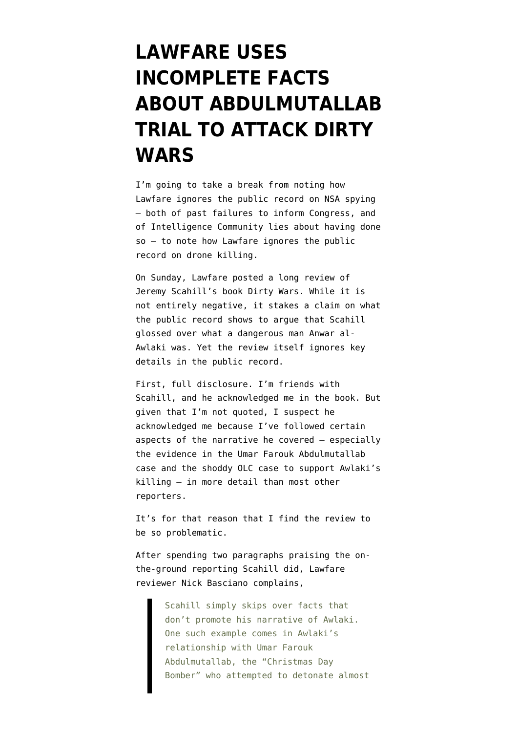# LAWFARE USES INCOMPLETE FACTS ABOUT ABDULMUTALLAB TRIAL TO ATTACK DIRTY WARS

I'm going to take a break from noting how Lawfare ignores the public record on NSA spying – both of past failures to inform Congress, and of Intelligence Community lies about having done so – to note how Lawfare ignores the public record on drone killing.

On Sunday, Lawfare posted a long review of Jeremy Scahill's book Dirty Wars. While it is not entirely negative, it stakes a claim on what the public record shows to argue that Scahill glossed over what a dangerous man Anwar al-Awlaki was. Yet the review itself ignores key details in the public record.

First, full disclosure. I'm friends with Scahill, and he acknowledged me in the book. But given that I'm not quoted, I suspect he acknowledged me because I've followed certain aspects of the narrative he covered – especially the evidence in the Umar Farouk Abdulmutallab case and the shoddy OLC case to support Awlaki's killing – in more detail than most other reporters.

It's for that reason that I find the review to be so problematic.

After spending two paragraphs praising the on-the-ground reporting Scahill did, Lawfare reviewer Nick Basciano complains,

> Scahill simply skips over facts that don't promote his narrative of Awlaki. One such example comes in Awlaki's relationship with Umar Farouk Abdulmutallab, the "Christmas Day Bomber" who attempted to detonate almost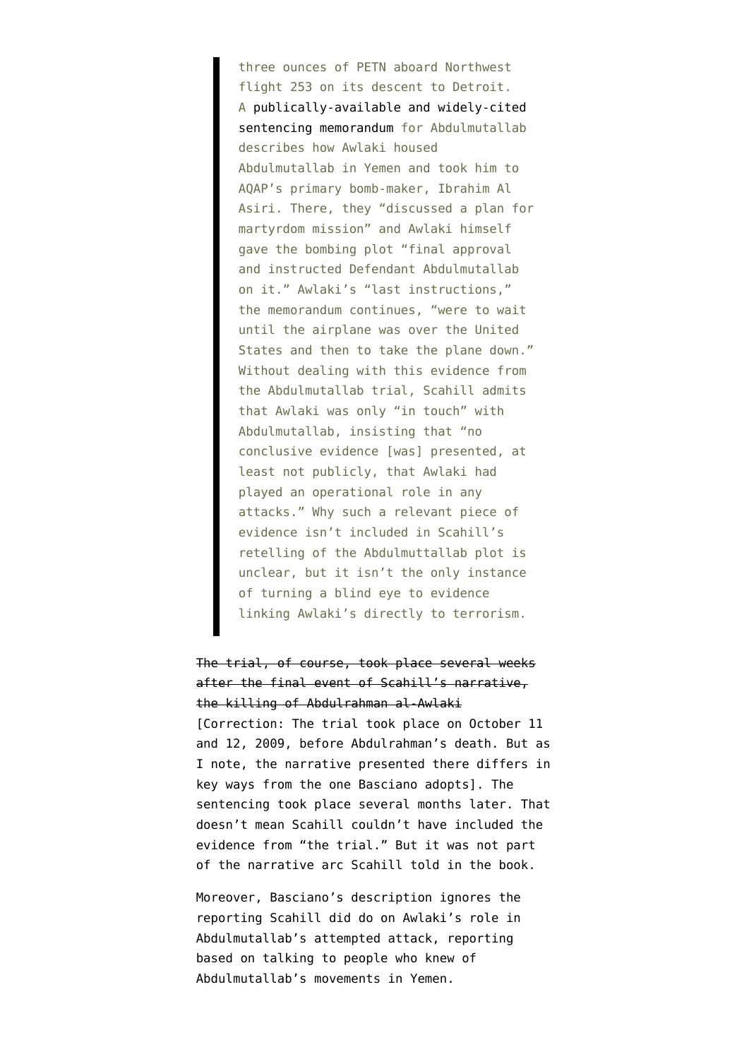> three ounces of PETN aboard Northwest flight 253 on its descent to Detroit. A publically-available and widely-cited sentencing memorandum for Abdulmutallab describes how Awlaki housed Abdulmutallab in Yemen and took him to AQAP's primary bomb-maker, Ibrahim Al Asiri. There, they "discussed a plan for martyrdom mission" and Awlaki himself gave the bombing plot "final approval and instructed Defendant Abdulmutallab on it." Awlaki's "last instructions," the memorandum continues, "were to wait until the airplane was over the United States and then to take the plane down." Without dealing with this evidence from the Abdulmutallab trial, Scahill admits that Awlaki was only "in touch" with Abdulmutallab, insisting that "no conclusive evidence [was] presented, at least not publicly, that Awlaki had played an operational role in any attacks." Why such a relevant piece of evidence isn't included in Scahill's retelling of the Abdulmuttallab plot is unclear, but it isn't the only instance of turning a blind eye to evidence linking Awlaki's directly to terrorism.

~~The trial, of course, took place several weeks after the final event of Scahill's narrative, the killing of Abdulrahman al-Awlaki~~ [Correction: The trial took place on October 11 and 12, 2009, before Abdulrahman's death. But as I note, the narrative presented there differs in key ways from the one Basciano adopts]. The sentencing took place several months later. That doesn't mean Scahill couldn't have included the evidence from "the trial." But it was not part of the narrative arc Scahill told in the book.

Moreover, Basciano's description ignores the reporting Scahill did do on Awlaki's role in Abdulmutallab's attempted attack, reporting based on talking to people who knew of Abdulmutallab's movements in Yemen.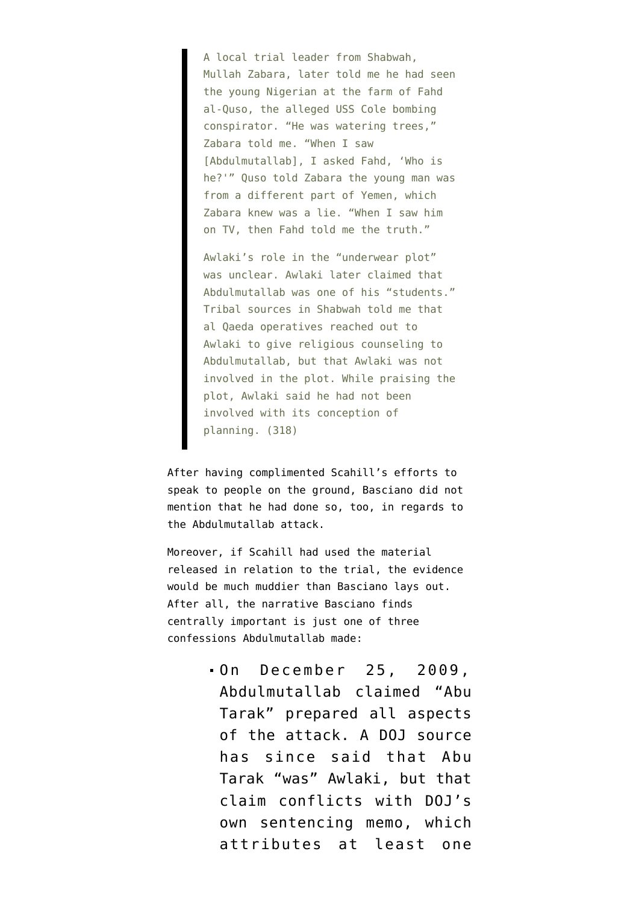> A local trial leader from Shabwah, Mullah Zabara, later told me he had seen the young Nigerian at the farm of Fahd al-Quso, the alleged USS Cole bombing conspirator. "He was watering trees," Zabara told me. "When I saw [Abdulmutallab], I asked Fahd, 'Who is he?'" Quso told Zabara the young man was from a different part of Yemen, which Zabara knew was a lie. "When I saw him on TV, then Fahd told me the truth."
>
> Awlaki's role in the "underwear plot" was unclear. Awlaki later claimed that Abdulmutallab was one of his "students." Tribal sources in Shabwah told me that al Qaeda operatives reached out to Awlaki to give religious counseling to Abdulmutallab, but that Awlaki was not involved in the plot. While praising the plot, Awlaki said he had not been involved with its conception of planning. (318)

After having complimented Scahill's efforts to speak to people on the ground, Basciano did not mention that he had done so, too, in regards to the Abdulmutallab attack.

Moreover, if Scahill had used the material released in relation to the trial, the evidence would be much muddier than Basciano lays out. After all, the narrative Basciano finds centrally important is just one of three confessions Abdulmutallab made:

- On December 25, 2009, Abdulmutallab claimed "Abu Tarak" prepared all aspects of the attack. A DOJ source has since said that Abu Tarak "was" Awlaki, but that claim conflicts with DOJ's own sentencing memo, which attributes at least one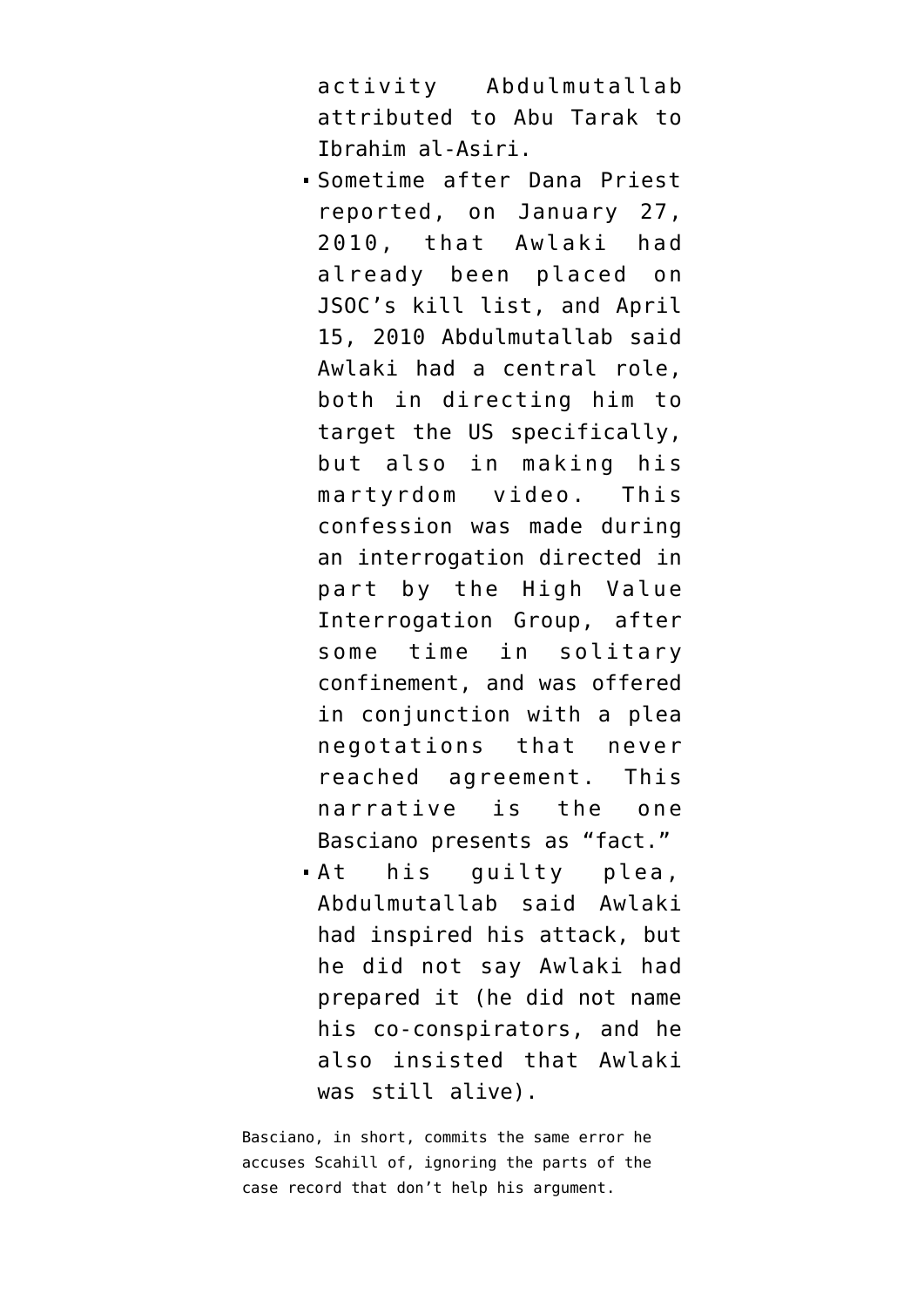activity Abdulmutallab attributed to Abu Tarak to Ibrahim al-Asiri.

- Sometime after Dana Priest reported, on January 27, 2010, that Awlaki had already been placed on JSOC's kill list, and April 15, 2010 Abdulmutallab said Awlaki had a central role, both in directing him to target the US specifically, but also in making his martyrdom video. This confession was made during an interrogation directed in part by the High Value Interrogation Group, after some time in solitary confinement, and was offered in conjunction with a plea negotations that never reached agreement. This narrative is the one Basciano presents as "fact."
- At his guilty plea, Abdulmutallab said Awlaki had inspired his attack, but he did not say Awlaki had prepared it (he did not name his co-conspirators, and he also insisted that Awlaki was still alive).

Basciano, in short, commits the same error he accuses Scahill of, ignoring the parts of the case record that don't help his argument.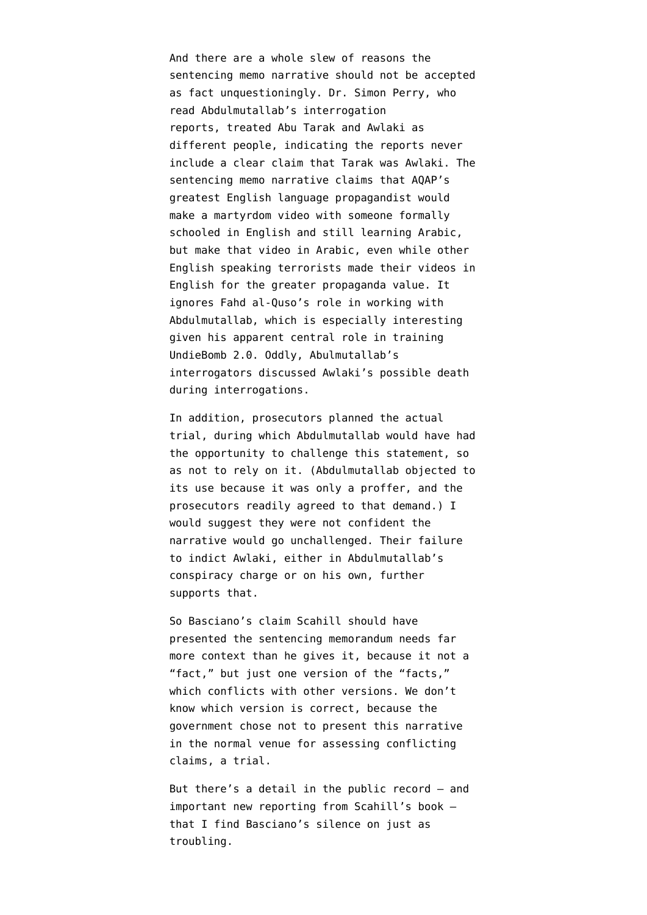And there are a whole slew of reasons the sentencing memo narrative should not be accepted as fact unquestioningly. Dr. Simon Perry, who read Abdulmutallab's interrogation reports, treated Abu Tarak and Awlaki as different people, indicating the reports never include a clear claim that Tarak was Awlaki. The sentencing memo narrative claims that AQAP's greatest English language propagandist would make a martyrdom video with someone formally schooled in English and still learning Arabic, but make that video in Arabic, even while other English speaking terrorists made their videos in English for the greater propaganda value. It ignores Fahd al-Quso's role in working with Abdulmutallab, which is especially interesting given his apparent central role in training UndieBomb 2.0. Oddly, Abulmutallab's interrogators discussed Awlaki's possible death during interrogations.

In addition, prosecutors planned the actual trial, during which Abdulmutallab would have had the opportunity to challenge this statement, so as not to rely on it. (Abdulmutallab objected to its use because it was only a proffer, and the prosecutors readily agreed to that demand.) I would suggest they were not confident the narrative would go unchallenged. Their failure to indict Awlaki, either in Abdulmutallab's conspiracy charge or on his own, further supports that.

So Basciano's claim Scahill should have presented the sentencing memorandum needs far more context than he gives it, because it not a "fact," but just one version of the "facts," which conflicts with other versions. We don't know which version is correct, because the government chose not to present this narrative in the normal venue for assessing conflicting claims, a trial.

But there's a detail in the public record — and important new reporting from Scahill's book — that I find Basciano's silence on just as troubling.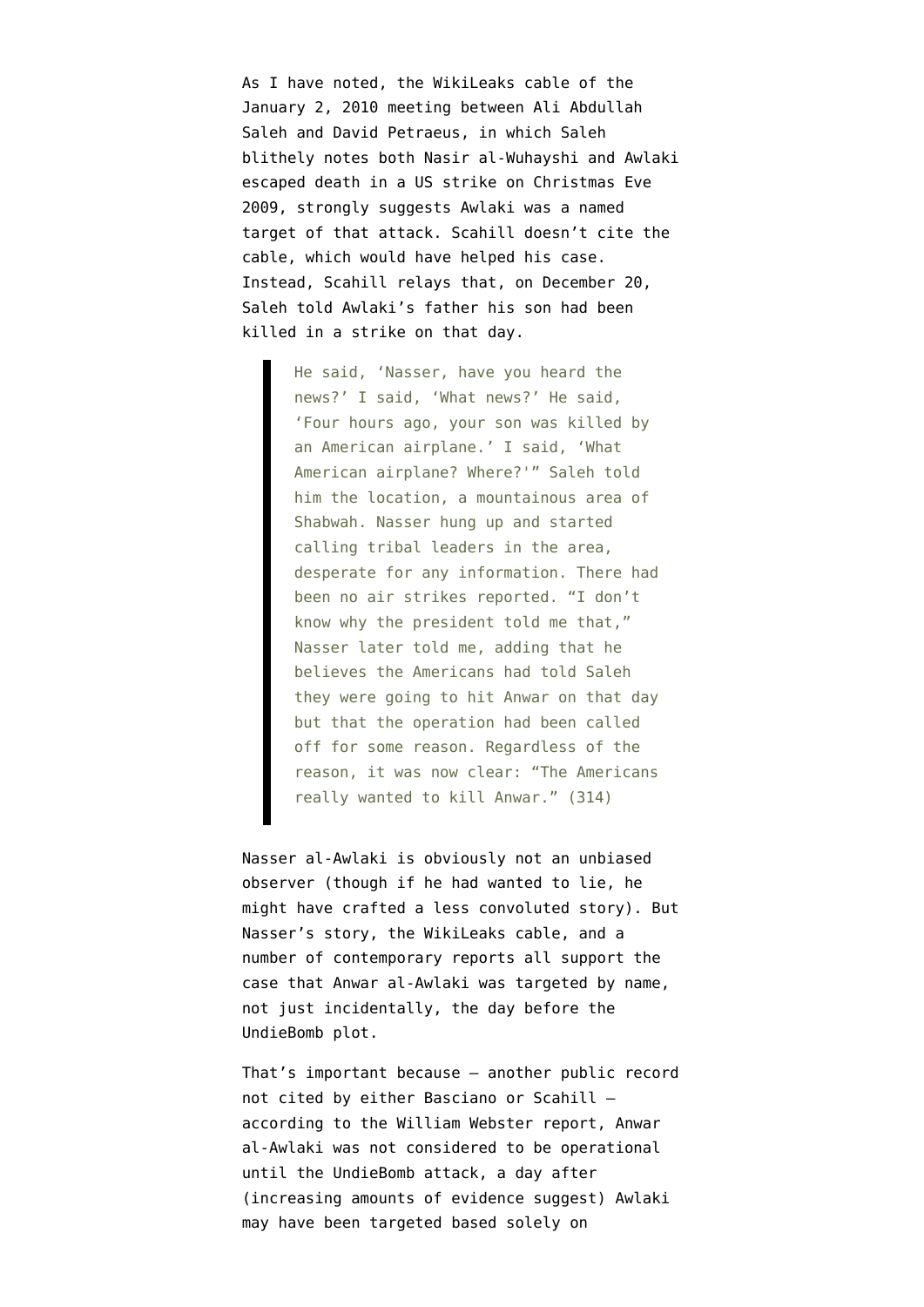As I have noted, the WikiLeaks cable of the January 2, 2010 meeting between Ali Abdullah Saleh and David Petraeus, in which Saleh blithely notes both Nasir al-Wuhayshi and Awlaki escaped death in a US strike on Christmas Eve 2009, strongly suggests Awlaki was a named target of that attack. Scahill doesn't cite the cable, which would have helped his case. Instead, Scahill relays that, on December 20, Saleh told Awlaki's father his son had been killed in a strike on that day.

> He said, 'Nasser, have you heard the news?' I said, 'What news?' He said, 'Four hours ago, your son was killed by an American airplane.' I said, 'What American airplane? Where?'" Saleh told him the location, a mountainous area of Shabwah. Nasser hung up and started calling tribal leaders in the area, desperate for any information. There had been no air strikes reported. "I don't know why the president told me that," Nasser later told me, adding that he believes the Americans had told Saleh they were going to hit Anwar on that day but that the operation had been called off for some reason. Regardless of the reason, it was now clear: "The Americans really wanted to kill Anwar." (314)

Nasser al-Awlaki is obviously not an unbiased observer (though if he had wanted to lie, he might have crafted a less convoluted story). But Nasser's story, the WikiLeaks cable, and a number of contemporary reports all support the case that Anwar al-Awlaki was targeted by name, not just incidentally, the day before the UndieBomb plot.

That's important because — another public record not cited by either Basciano or Scahill — according to the William Webster report, Anwar al-Awlaki was not considered to be operational until the UndieBomb attack, a day after (increasing amounts of evidence suggest) Awlaki may have been targeted based solely on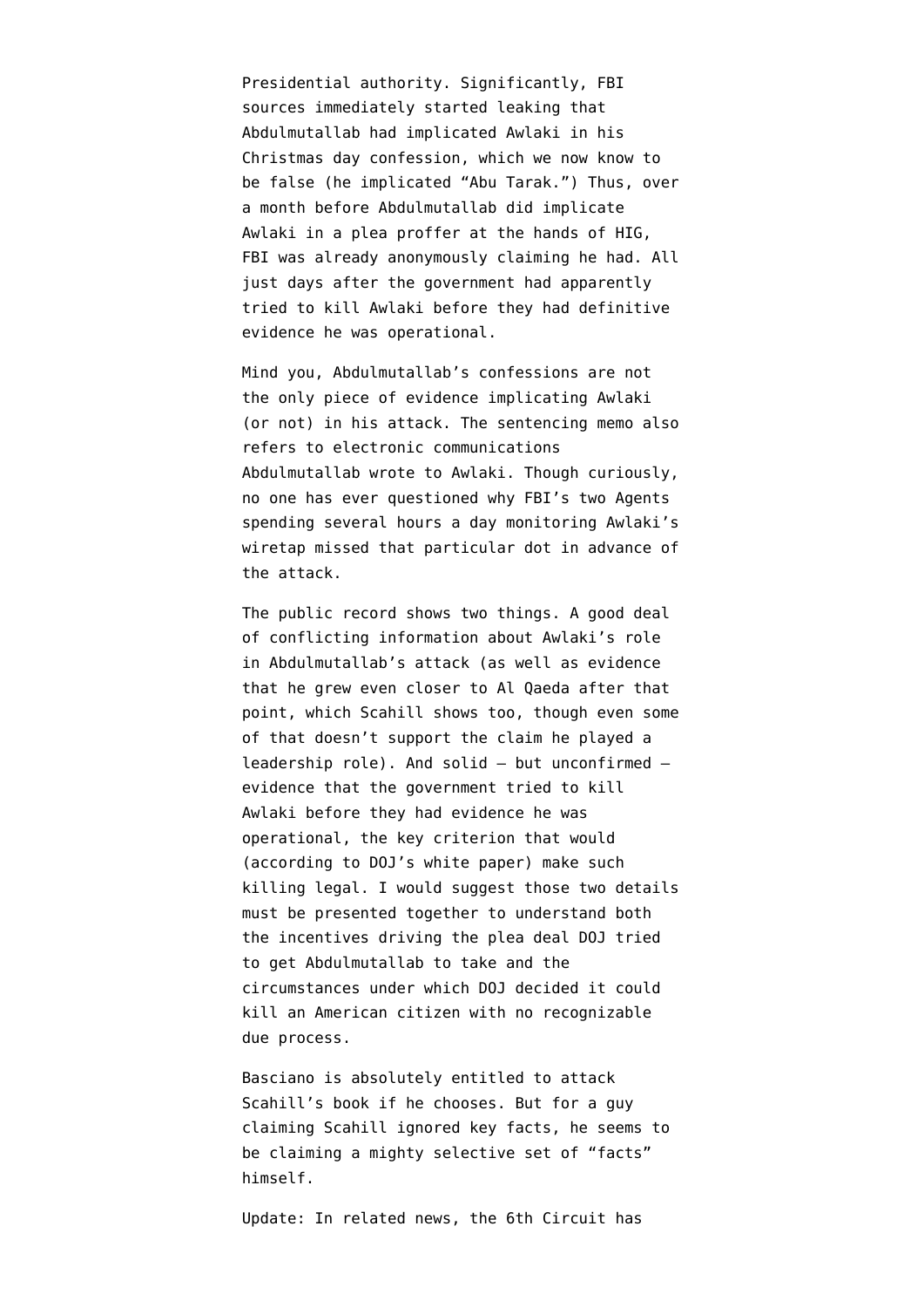Presidential authority. Significantly, FBI sources immediately started leaking that Abdulmutallab had implicated Awlaki in his Christmas day confession, which we now know to be false (he implicated "Abu Tarak.") Thus, over a month before Abdulmutallab did implicate Awlaki in a plea proffer at the hands of HIG, FBI was already anonymously claiming he had. All just days after the government had apparently tried to kill Awlaki before they had definitive evidence he was operational.

Mind you, Abdulmutallab's confessions are not the only piece of evidence implicating Awlaki (or not) in his attack. The sentencing memo also refers to electronic communications Abdulmutallab wrote to Awlaki. Though curiously, no one has ever questioned why FBI's two Agents spending several hours a day monitoring Awlaki's wiretap missed that particular dot in advance of the attack.

The public record shows two things. A good deal of conflicting information about Awlaki's role in Abdulmutallab's attack (as well as evidence that he grew even closer to Al Qaeda after that point, which Scahill shows too, though even some of that doesn't support the claim he played a leadership role). And solid — but unconfirmed — evidence that the government tried to kill Awlaki before they had evidence he was operational, the key criterion that would (according to DOJ's white paper) make such killing legal. I would suggest those two details must be presented together to understand both the incentives driving the plea deal DOJ tried to get Abdulmutallab to take and the circumstances under which DOJ decided it could kill an American citizen with no recognizable due process.

Basciano is absolutely entitled to attack Scahill's book if he chooses. But for a guy claiming Scahill ignored key facts, he seems to be claiming a mighty selective set of "facts" himself.

Update: In related news, the 6th Circuit has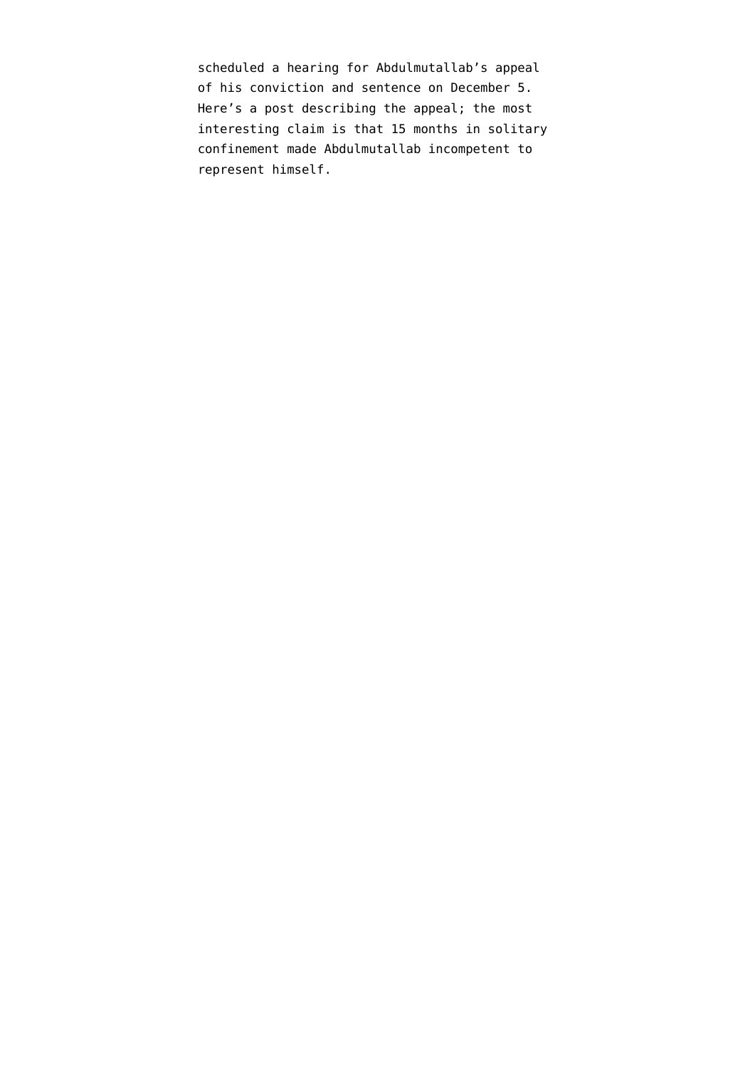scheduled a hearing for Abdulmutallab's appeal of his conviction and sentence on December 5. Here's a post describing the appeal; the most interesting claim is that 15 months in solitary confinement made Abdulmutallab incompetent to represent himself.